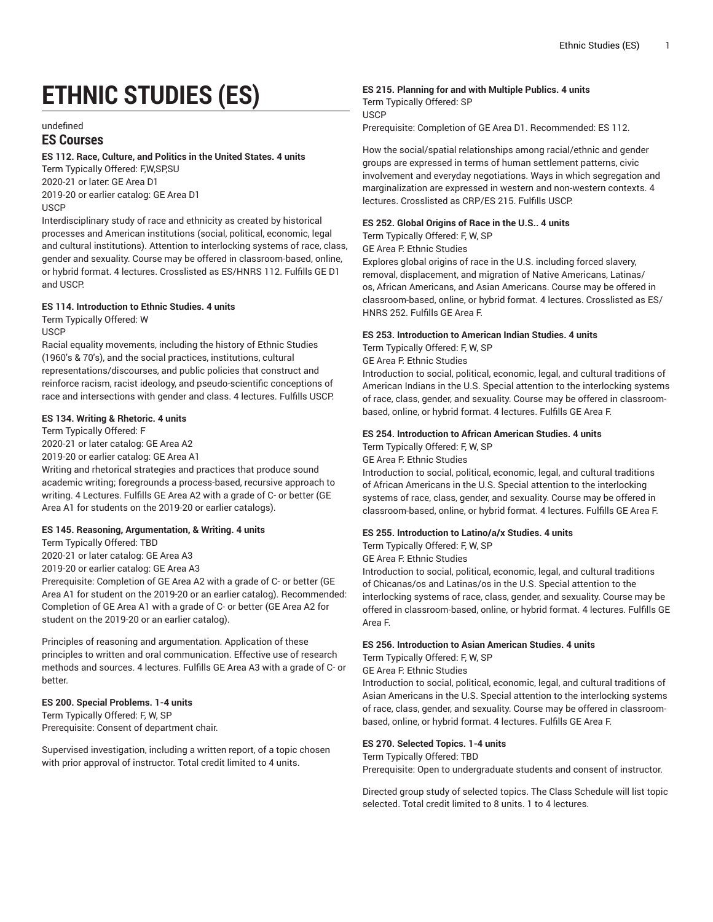# ETHNIC STUDIES (ES)

undefined

## ES Courses

**ES 112. Race, Culture, and Politics in the United States. 4 units**

Term Typically Offered: F,W,SP,SU
2020-21 or later: GE Area D1
2019-20 or earlier catalog: GE Area D1
USCP

Interdisciplinary study of race and ethnicity as created by historical processes and American institutions (social, political, economic, legal and cultural institutions). Attention to interlocking systems of race, class, gender and sexuality. Course may be offered in classroom-based, online, or hybrid format. 4 lectures. Crosslisted as ES/HNRS 112. Fulfills GE D1 and USCP.

**ES 114. Introduction to Ethnic Studies. 4 units**

Term Typically Offered: W
USCP

Racial equality movements, including the history of Ethnic Studies (1960's & 70's), and the social practices, institutions, cultural representations/discourses, and public policies that construct and reinforce racism, racist ideology, and pseudo-scientific conceptions of race and intersections with gender and class. 4 lectures. Fulfills USCP.

**ES 134. Writing & Rhetoric. 4 units**

Term Typically Offered: F
2020-21 or later catalog: GE Area A2
2019-20 or earlier catalog: GE Area A1

Writing and rhetorical strategies and practices that produce sound academic writing; foregrounds a process-based, recursive approach to writing. 4 Lectures. Fulfills GE Area A2 with a grade of C- or better (GE Area A1 for students on the 2019-20 or earlier catalogs).

**ES 145. Reasoning, Argumentation, & Writing. 4 units**

Term Typically Offered: TBD
2020-21 or later catalog: GE Area A3
2019-20 or earlier catalog: GE Area A3
Prerequisite: Completion of GE Area A2 with a grade of C- or better (GE Area A1 for student on the 2019-20 or an earlier catalog). Recommended: Completion of GE Area A1 with a grade of C- or better (GE Area A2 for student on the 2019-20 or an earlier catalog).

Principles of reasoning and argumentation. Application of these principles to written and oral communication. Effective use of research methods and sources. 4 lectures. Fulfills GE Area A3 with a grade of C- or better.

**ES 200. Special Problems. 1-4 units**

Term Typically Offered: F, W, SP
Prerequisite: Consent of department chair.

Supervised investigation, including a written report, of a topic chosen with prior approval of instructor. Total credit limited to 4 units.

**ES 215. Planning for and with Multiple Publics. 4 units**

Term Typically Offered: SP
USCP
Prerequisite: Completion of GE Area D1. Recommended: ES 112.

How the social/spatial relationships among racial/ethnic and gender groups are expressed in terms of human settlement patterns, civic involvement and everyday negotiations. Ways in which segregation and marginalization are expressed in western and non-western contexts. 4 lectures. Crosslisted as CRP/ES 215. Fulfills USCP.

**ES 252. Global Origins of Race in the U.S.. 4 units**

Term Typically Offered: F, W, SP
GE Area F: Ethnic Studies

Explores global origins of race in the U.S. including forced slavery, removal, displacement, and migration of Native Americans, Latinas/os, African Americans, and Asian Americans. Course may be offered in classroom-based, online, or hybrid format. 4 lectures. Crosslisted as ES/HNRS 252. Fulfills GE Area F.

**ES 253. Introduction to American Indian Studies. 4 units**

Term Typically Offered: F, W, SP
GE Area F: Ethnic Studies

Introduction to social, political, economic, legal, and cultural traditions of American Indians in the U.S. Special attention to the interlocking systems of race, class, gender, and sexuality. Course may be offered in classroom-based, online, or hybrid format. 4 lectures. Fulfills GE Area F.

**ES 254. Introduction to African American Studies. 4 units**

Term Typically Offered: F, W, SP
GE Area F: Ethnic Studies

Introduction to social, political, economic, legal, and cultural traditions of African Americans in the U.S. Special attention to the interlocking systems of race, class, gender, and sexuality. Course may be offered in classroom-based, online, or hybrid format. 4 lectures. Fulfills GE Area F.

**ES 255. Introduction to Latino/a/x Studies. 4 units**

Term Typically Offered: F, W, SP
GE Area F: Ethnic Studies

Introduction to social, political, economic, legal, and cultural traditions of Chicanas/os and Latinas/os in the U.S. Special attention to the interlocking systems of race, class, gender, and sexuality. Course may be offered in classroom-based, online, or hybrid format. 4 lectures. Fulfills GE Area F.

**ES 256. Introduction to Asian American Studies. 4 units**

Term Typically Offered: F, W, SP
GE Area F: Ethnic Studies

Introduction to social, political, economic, legal, and cultural traditions of Asian Americans in the U.S. Special attention to the interlocking systems of race, class, gender, and sexuality. Course may be offered in classroom-based, online, or hybrid format. 4 lectures. Fulfills GE Area F.

**ES 270. Selected Topics. 1-4 units**

Term Typically Offered: TBD
Prerequisite: Open to undergraduate students and consent of instructor.

Directed group study of selected topics. The Class Schedule will list topic selected. Total credit limited to 8 units. 1 to 4 lectures.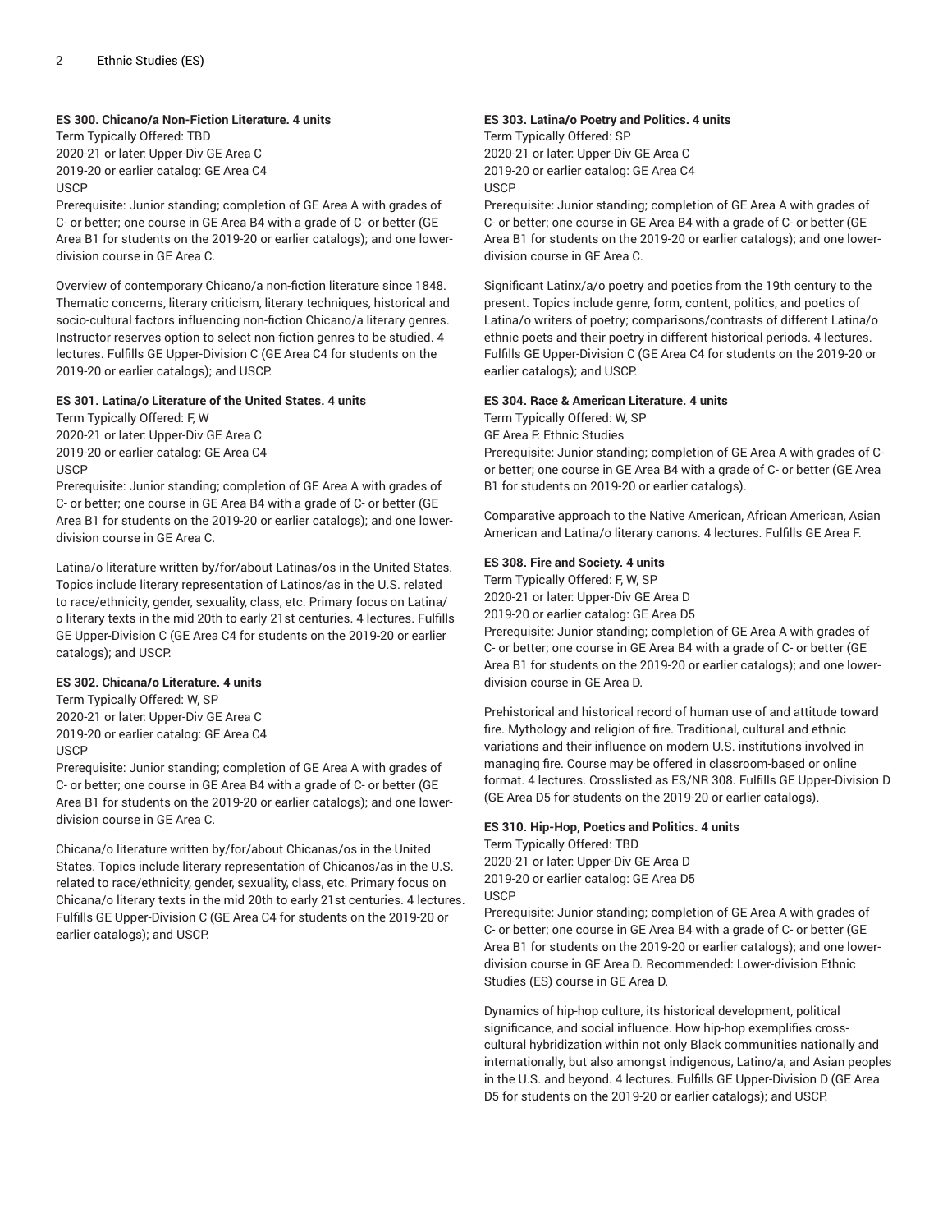### ES 300. Chicano/a Non-Fiction Literature. 4 units

Term Typically Offered: TBD
2020-21 or later: Upper-Div GE Area C
2019-20 or earlier catalog: GE Area C4
USCP
Prerequisite: Junior standing; completion of GE Area A with grades of C- or better; one course in GE Area B4 with a grade of C- or better (GE Area B1 for students on the 2019-20 or earlier catalogs); and one lower-division course in GE Area C.

Overview of contemporary Chicano/a non-fiction literature since 1848. Thematic concerns, literary criticism, literary techniques, historical and socio-cultural factors influencing non-fiction Chicano/a literary genres. Instructor reserves option to select non-fiction genres to be studied. 4 lectures. Fulfills GE Upper-Division C (GE Area C4 for students on the 2019-20 or earlier catalogs); and USCP.

### ES 301. Latina/o Literature of the United States. 4 units

Term Typically Offered: F, W
2020-21 or later: Upper-Div GE Area C
2019-20 or earlier catalog: GE Area C4
USCP
Prerequisite: Junior standing; completion of GE Area A with grades of C- or better; one course in GE Area B4 with a grade of C- or better (GE Area B1 for students on the 2019-20 or earlier catalogs); and one lower-division course in GE Area C.

Latina/o literature written by/for/about Latinas/os in the United States. Topics include literary representation of Latinos/as in the U.S. related to race/ethnicity, gender, sexuality, class, etc. Primary focus on Latina/o literary texts in the mid 20th to early 21st centuries. 4 lectures. Fulfills GE Upper-Division C (GE Area C4 for students on the 2019-20 or earlier catalogs); and USCP.

### ES 302. Chicana/o Literature. 4 units

Term Typically Offered: W, SP
2020-21 or later: Upper-Div GE Area C
2019-20 or earlier catalog: GE Area C4
USCP
Prerequisite: Junior standing; completion of GE Area A with grades of C- or better; one course in GE Area B4 with a grade of C- or better (GE Area B1 for students on the 2019-20 or earlier catalogs); and one lower-division course in GE Area C.

Chicana/o literature written by/for/about Chicanas/os in the United States. Topics include literary representation of Chicanos/as in the U.S. related to race/ethnicity, gender, sexuality, class, etc. Primary focus on Chicana/o literary texts in the mid 20th to early 21st centuries. 4 lectures. Fulfills GE Upper-Division C (GE Area C4 for students on the 2019-20 or earlier catalogs); and USCP.

### ES 303. Latina/o Poetry and Politics. 4 units

Term Typically Offered: SP
2020-21 or later: Upper-Div GE Area C
2019-20 or earlier catalog: GE Area C4
USCP
Prerequisite: Junior standing; completion of GE Area A with grades of C- or better; one course in GE Area B4 with a grade of C- or better (GE Area B1 for students on the 2019-20 or earlier catalogs); and one lower-division course in GE Area C.

Significant Latinx/a/o poetry and poetics from the 19th century to the present. Topics include genre, form, content, politics, and poetics of Latina/o writers of poetry; comparisons/contrasts of different Latina/o ethnic poets and their poetry in different historical periods. 4 lectures. Fulfills GE Upper-Division C (GE Area C4 for students on the 2019-20 or earlier catalogs); and USCP.

### ES 304. Race & American Literature. 4 units

Term Typically Offered: W, SP
GE Area F: Ethnic Studies
Prerequisite: Junior standing; completion of GE Area A with grades of C- or better; one course in GE Area B4 with a grade of C- or better (GE Area B1 for students on 2019-20 or earlier catalogs).

Comparative approach to the Native American, African American, Asian American and Latina/o literary canons. 4 lectures. Fulfills GE Area F.

### ES 308. Fire and Society. 4 units

Term Typically Offered: F, W, SP
2020-21 or later: Upper-Div GE Area D
2019-20 or earlier catalog: GE Area D5
Prerequisite: Junior standing; completion of GE Area A with grades of C- or better; one course in GE Area B4 with a grade of C- or better (GE Area B1 for students on the 2019-20 or earlier catalogs); and one lower-division course in GE Area D.

Prehistorical and historical record of human use of and attitude toward fire. Mythology and religion of fire. Traditional, cultural and ethnic variations and their influence on modern U.S. institutions involved in managing fire. Course may be offered in classroom-based or online format. 4 lectures. Crosslisted as ES/NR 308. Fulfills GE Upper-Division D (GE Area D5 for students on the 2019-20 or earlier catalogs).

### ES 310. Hip-Hop, Poetics and Politics. 4 units

Term Typically Offered: TBD
2020-21 or later: Upper-Div GE Area D
2019-20 or earlier catalog: GE Area D5
USCP
Prerequisite: Junior standing; completion of GE Area A with grades of C- or better; one course in GE Area B4 with a grade of C- or better (GE Area B1 for students on the 2019-20 or earlier catalogs); and one lower-division course in GE Area D. Recommended: Lower-division Ethnic Studies (ES) course in GE Area D.

Dynamics of hip-hop culture, its historical development, political significance, and social influence. How hip-hop exemplifies cross-cultural hybridization within not only Black communities nationally and internationally, but also amongst indigenous, Latino/a, and Asian peoples in the U.S. and beyond. 4 lectures. Fulfills GE Upper-Division D (GE Area D5 for students on the 2019-20 or earlier catalogs); and USCP.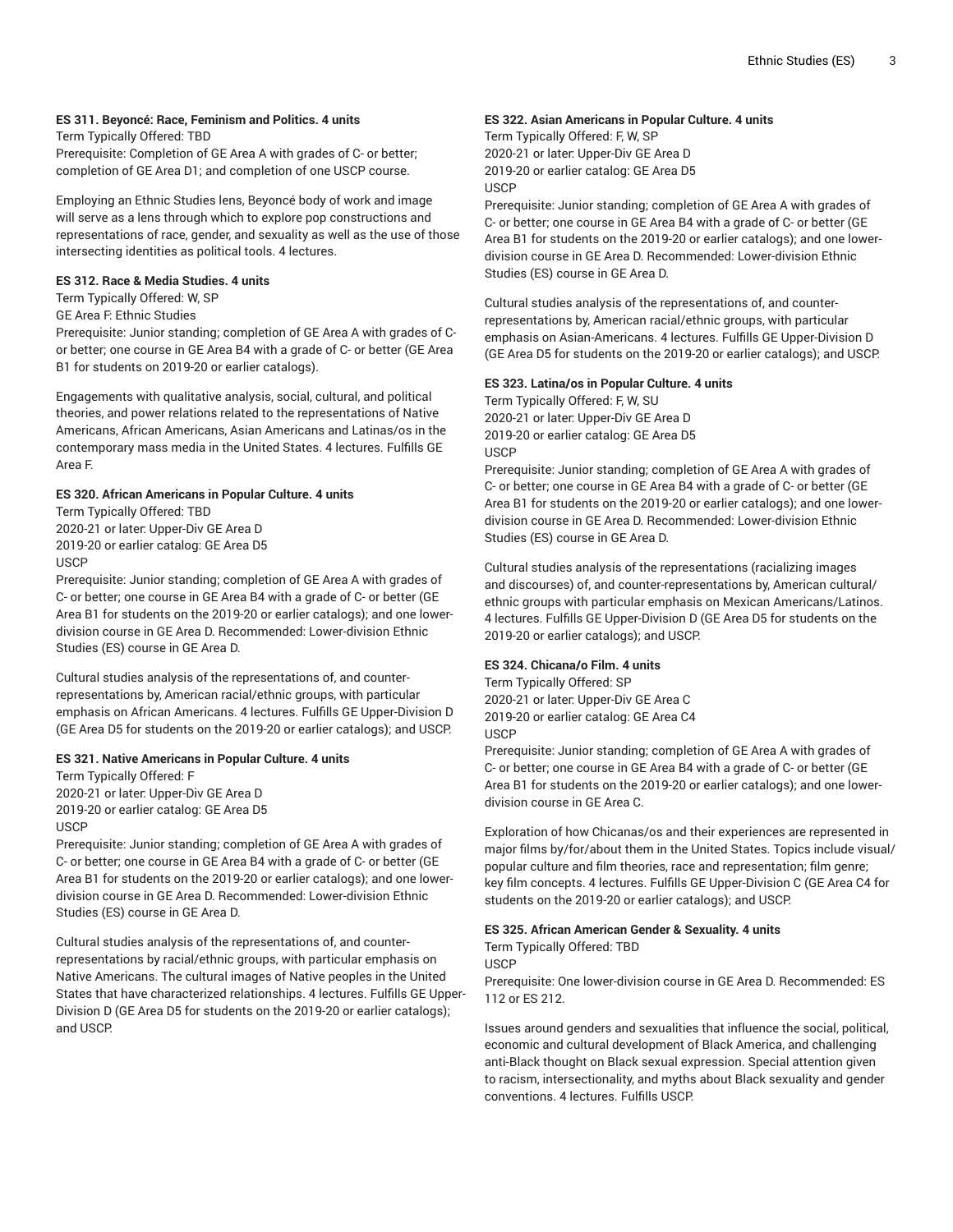### ES 311. Beyoncé: Race, Feminism and Politics. 4 units

Term Typically Offered: TBD

Prerequisite: Completion of GE Area A with grades of C- or better; completion of GE Area D1; and completion of one USCP course.

Employing an Ethnic Studies lens, Beyoncé body of work and image will serve as a lens through which to explore pop constructions and representations of race, gender, and sexuality as well as the use of those intersecting identities as political tools. 4 lectures.

### ES 312. Race & Media Studies. 4 units

Term Typically Offered: W, SP

GE Area F: Ethnic Studies

Prerequisite: Junior standing; completion of GE Area A with grades of C- or better; one course in GE Area B4 with a grade of C- or better (GE Area B1 for students on 2019-20 or earlier catalogs).

Engagements with qualitative analysis, social, cultural, and political theories, and power relations related to the representations of Native Americans, African Americans, Asian Americans and Latinas/os in the contemporary mass media in the United States. 4 lectures. Fulfills GE Area F.

### ES 320. African Americans in Popular Culture. 4 units

Term Typically Offered: TBD

2020-21 or later: Upper-Div GE Area D

2019-20 or earlier catalog: GE Area D5

USCP

Prerequisite: Junior standing; completion of GE Area A with grades of C- or better; one course in GE Area B4 with a grade of C- or better (GE Area B1 for students on the 2019-20 or earlier catalogs); and one lower-division course in GE Area D. Recommended: Lower-division Ethnic Studies (ES) course in GE Area D.

Cultural studies analysis of the representations of, and counter-representations by, American racial/ethnic groups, with particular emphasis on African Americans. 4 lectures. Fulfills GE Upper-Division D (GE Area D5 for students on the 2019-20 or earlier catalogs); and USCP.

### ES 321. Native Americans in Popular Culture. 4 units

Term Typically Offered: F

2020-21 or later: Upper-Div GE Area D

2019-20 or earlier catalog: GE Area D5

USCP

Prerequisite: Junior standing; completion of GE Area A with grades of C- or better; one course in GE Area B4 with a grade of C- or better (GE Area B1 for students on the 2019-20 or earlier catalogs); and one lower-division course in GE Area D. Recommended: Lower-division Ethnic Studies (ES) course in GE Area D.

Cultural studies analysis of the representations of, and counter-representations by racial/ethnic groups, with particular emphasis on Native Americans. The cultural images of Native peoples in the United States that have characterized relationships. 4 lectures. Fulfills GE Upper-Division D (GE Area D5 for students on the 2019-20 or earlier catalogs); and USCP.

### ES 322. Asian Americans in Popular Culture. 4 units

Term Typically Offered: F, W, SP

2020-21 or later: Upper-Div GE Area D

2019-20 or earlier catalog: GE Area D5

USCP

Prerequisite: Junior standing; completion of GE Area A with grades of C- or better; one course in GE Area B4 with a grade of C- or better (GE Area B1 for students on the 2019-20 or earlier catalogs); and one lower-division course in GE Area D. Recommended: Lower-division Ethnic Studies (ES) course in GE Area D.

Cultural studies analysis of the representations of, and counter-representations by, American racial/ethnic groups, with particular emphasis on Asian-Americans. 4 lectures. Fulfills GE Upper-Division D (GE Area D5 for students on the 2019-20 or earlier catalogs); and USCP.

### ES 323. Latina/os in Popular Culture. 4 units

Term Typically Offered: F, W, SU

2020-21 or later: Upper-Div GE Area D

2019-20 or earlier catalog: GE Area D5

USCP

Prerequisite: Junior standing; completion of GE Area A with grades of C- or better; one course in GE Area B4 with a grade of C- or better (GE Area B1 for students on the 2019-20 or earlier catalogs); and one lower-division course in GE Area D. Recommended: Lower-division Ethnic Studies (ES) course in GE Area D.

Cultural studies analysis of the representations (racializing images and discourses) of, and counter-representations by, American cultural/ethnic groups with particular emphasis on Mexican Americans/Latinos. 4 lectures. Fulfills GE Upper-Division D (GE Area D5 for students on the 2019-20 or earlier catalogs); and USCP.

### ES 324. Chicana/o Film. 4 units

Term Typically Offered: SP

2020-21 or later: Upper-Div GE Area C

2019-20 or earlier catalog: GE Area C4

USCP

Prerequisite: Junior standing; completion of GE Area A with grades of C- or better; one course in GE Area B4 with a grade of C- or better (GE Area B1 for students on the 2019-20 or earlier catalogs); and one lower-division course in GE Area C.

Exploration of how Chicanas/os and their experiences are represented in major films by/for/about them in the United States. Topics include visual/popular culture and film theories, race and representation; film genre; key film concepts. 4 lectures. Fulfills GE Upper-Division C (GE Area C4 for students on the 2019-20 or earlier catalogs); and USCP.

### ES 325. African American Gender & Sexuality. 4 units

Term Typically Offered: TBD

USCP

Prerequisite: One lower-division course in GE Area D. Recommended: ES 112 or ES 212.

Issues around genders and sexualities that influence the social, political, economic and cultural development of Black America, and challenging anti-Black thought on Black sexual expression. Special attention given to racism, intersectionality, and myths about Black sexuality and gender conventions. 4 lectures. Fulfills USCP.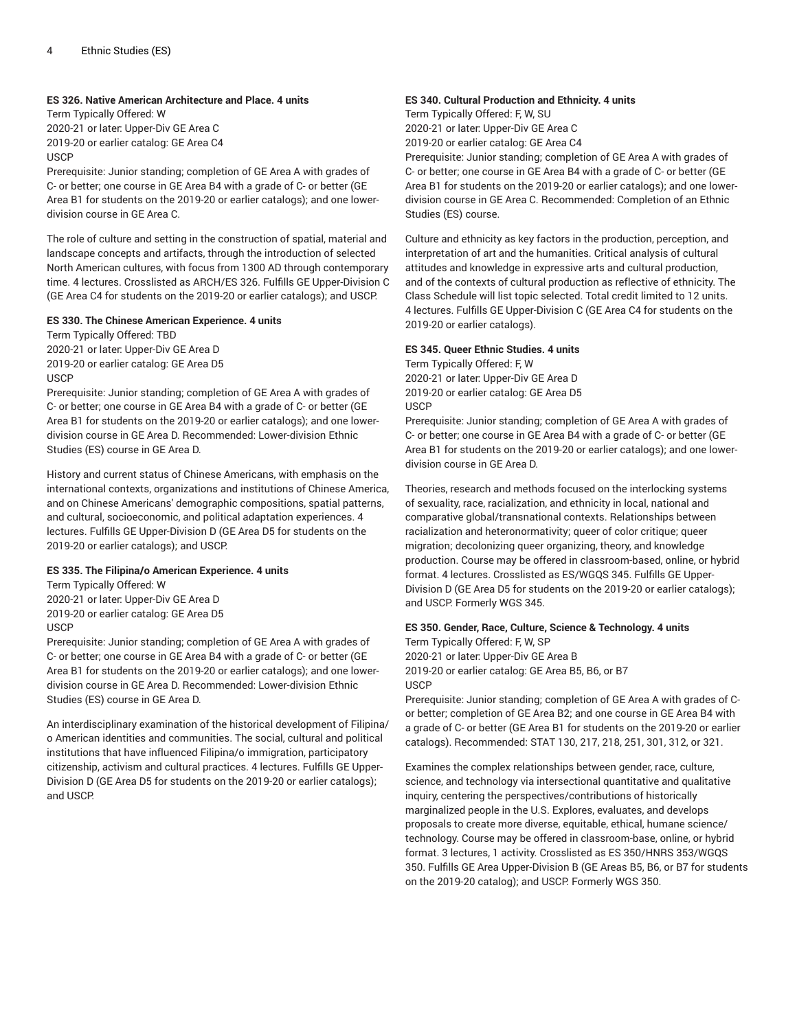**ES 326. Native American Architecture and Place. 4 units**

Term Typically Offered: W
2020-21 or later: Upper-Div GE Area C
2019-20 or earlier catalog: GE Area C4
USCP

Prerequisite: Junior standing; completion of GE Area A with grades of C- or better; one course in GE Area B4 with a grade of C- or better (GE Area B1 for students on the 2019-20 or earlier catalogs); and one lower-division course in GE Area C.

The role of culture and setting in the construction of spatial, material and landscape concepts and artifacts, through the introduction of selected North American cultures, with focus from 1300 AD through contemporary time. 4 lectures. Crosslisted as ARCH/ES 326. Fulfills GE Upper-Division C (GE Area C4 for students on the 2019-20 or earlier catalogs); and USCP.

**ES 330. The Chinese American Experience. 4 units**

Term Typically Offered: TBD
2020-21 or later: Upper-Div GE Area D
2019-20 or earlier catalog: GE Area D5
USCP

Prerequisite: Junior standing; completion of GE Area A with grades of C- or better; one course in GE Area B4 with a grade of C- or better (GE Area B1 for students on the 2019-20 or earlier catalogs); and one lower-division course in GE Area D. Recommended: Lower-division Ethnic Studies (ES) course in GE Area D.

History and current status of Chinese Americans, with emphasis on the international contexts, organizations and institutions of Chinese America, and on Chinese Americans' demographic compositions, spatial patterns, and cultural, socioeconomic, and political adaptation experiences. 4 lectures. Fulfills GE Upper-Division D (GE Area D5 for students on the 2019-20 or earlier catalogs); and USCP.

**ES 335. The Filipina/o American Experience. 4 units**

Term Typically Offered: W
2020-21 or later: Upper-Div GE Area D
2019-20 or earlier catalog: GE Area D5
USCP

Prerequisite: Junior standing; completion of GE Area A with grades of C- or better; one course in GE Area B4 with a grade of C- or better (GE Area B1 for students on the 2019-20 or earlier catalogs); and one lower-division course in GE Area D. Recommended: Lower-division Ethnic Studies (ES) course in GE Area D.

An interdisciplinary examination of the historical development of Filipina/o American identities and communities. The social, cultural and political institutions that have influenced Filipina/o immigration, participatory citizenship, activism and cultural practices. 4 lectures. Fulfills GE Upper-Division D (GE Area D5 for students on the 2019-20 or earlier catalogs); and USCP.

**ES 340. Cultural Production and Ethnicity. 4 units**

Term Typically Offered: F, W, SU
2020-21 or later: Upper-Div GE Area C
2019-20 or earlier catalog: GE Area C4

Prerequisite: Junior standing; completion of GE Area A with grades of C- or better; one course in GE Area B4 with a grade of C- or better (GE Area B1 for students on the 2019-20 or earlier catalogs); and one lower-division course in GE Area C. Recommended: Completion of an Ethnic Studies (ES) course.

Culture and ethnicity as key factors in the production, perception, and interpretation of art and the humanities. Critical analysis of cultural attitudes and knowledge in expressive arts and cultural production, and of the contexts of cultural production as reflective of ethnicity. The Class Schedule will list topic selected. Total credit limited to 12 units. 4 lectures. Fulfills GE Upper-Division C (GE Area C4 for students on the 2019-20 or earlier catalogs).

**ES 345. Queer Ethnic Studies. 4 units**

Term Typically Offered: F, W
2020-21 or later: Upper-Div GE Area D
2019-20 or earlier catalog: GE Area D5
USCP

Prerequisite: Junior standing; completion of GE Area A with grades of C- or better; one course in GE Area B4 with a grade of C- or better (GE Area B1 for students on the 2019-20 or earlier catalogs); and one lower-division course in GE Area D.

Theories, research and methods focused on the interlocking systems of sexuality, race, racialization, and ethnicity in local, national and comparative global/transnational contexts. Relationships between racialization and heteronormativity; queer of color critique; queer migration; decolonizing queer organizing, theory, and knowledge production. Course may be offered in classroom-based, online, or hybrid format. 4 lectures. Crosslisted as ES/WGQS 345. Fulfills GE Upper-Division D (GE Area D5 for students on the 2019-20 or earlier catalogs); and USCP. Formerly WGS 345.

**ES 350. Gender, Race, Culture, Science & Technology. 4 units**

Term Typically Offered: F, W, SP
2020-21 or later: Upper-Div GE Area B
2019-20 or earlier catalog: GE Area B5, B6, or B7
USCP

Prerequisite: Junior standing; completion of GE Area A with grades of C- or better; completion of GE Area B2; and one course in GE Area B4 with a grade of C- or better (GE Area B1 for students on the 2019-20 or earlier catalogs). Recommended: STAT 130, 217, 218, 251, 301, 312, or 321.

Examines the complex relationships between gender, race, culture, science, and technology via intersectional quantitative and qualitative inquiry, centering the perspectives/contributions of historically marginalized people in the U.S. Explores, evaluates, and develops proposals to create more diverse, equitable, ethical, humane science/technology. Course may be offered in classroom-base, online, or hybrid format. 3 lectures, 1 activity. Crosslisted as ES 350/HNRS 353/WGQS 350. Fulfills GE Area Upper-Division B (GE Areas B5, B6, or B7 for students on the 2019-20 catalog); and USCP. Formerly WGS 350.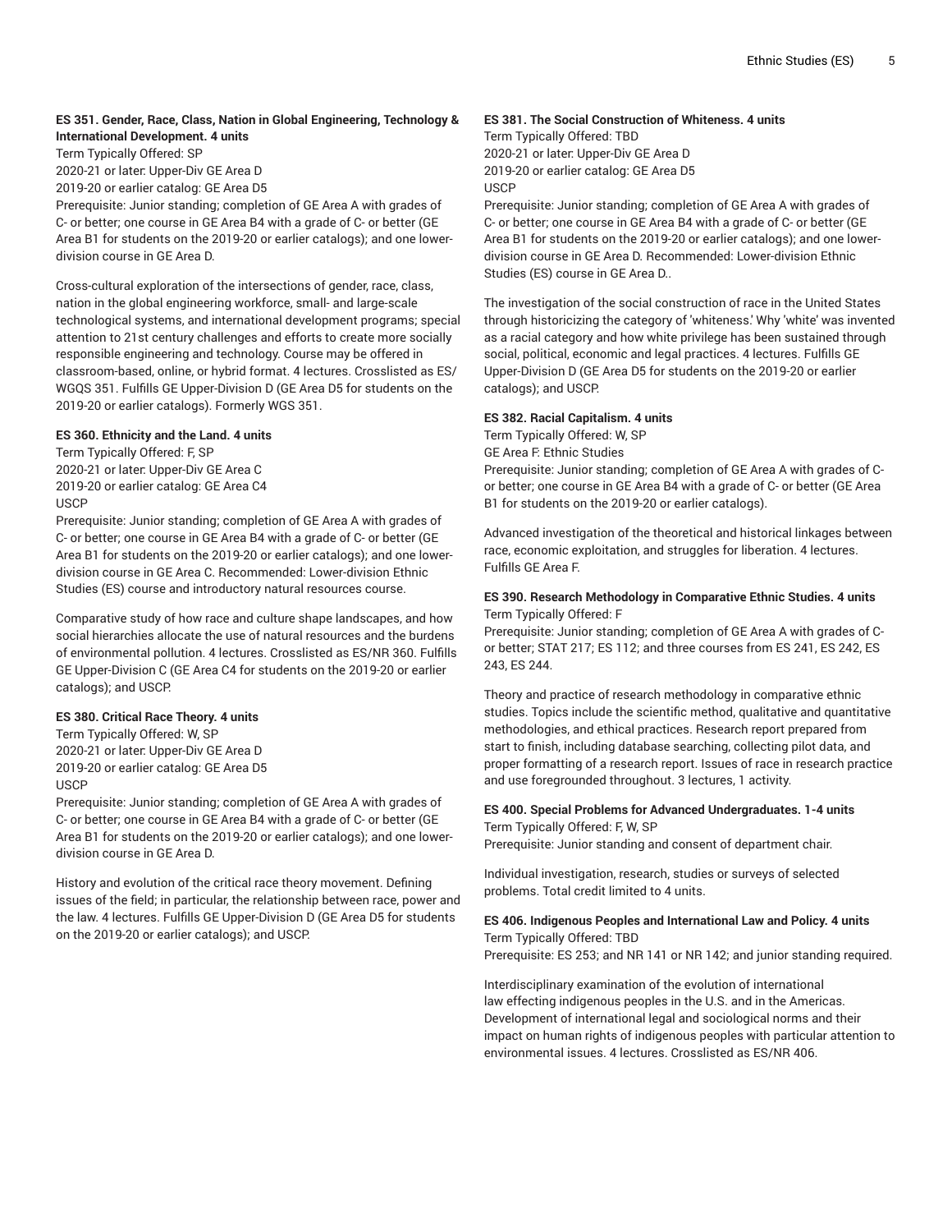**ES 351. Gender, Race, Class, Nation in Global Engineering, Technology & International Development. 4 units**

Term Typically Offered: SP

2020-21 or later: Upper-Div GE Area D

2019-20 or earlier catalog: GE Area D5

Prerequisite: Junior standing; completion of GE Area A with grades of C- or better; one course in GE Area B4 with a grade of C- or better (GE Area B1 for students on the 2019-20 or earlier catalogs); and one lower-division course in GE Area D.

Cross-cultural exploration of the intersections of gender, race, class, nation in the global engineering workforce, small- and large-scale technological systems, and international development programs; special attention to 21st century challenges and efforts to create more socially responsible engineering and technology. Course may be offered in classroom-based, online, or hybrid format. 4 lectures. Crosslisted as ES/WGQS 351. Fulfills GE Upper-Division D (GE Area D5 for students on the 2019-20 or earlier catalogs). Formerly WGS 351.

**ES 360. Ethnicity and the Land. 4 units**

Term Typically Offered: F, SP

2020-21 or later: Upper-Div GE Area C

2019-20 or earlier catalog: GE Area C4

USCP

Prerequisite: Junior standing; completion of GE Area A with grades of C- or better; one course in GE Area B4 with a grade of C- or better (GE Area B1 for students on the 2019-20 or earlier catalogs); and one lower-division course in GE Area C. Recommended: Lower-division Ethnic Studies (ES) course and introductory natural resources course.

Comparative study of how race and culture shape landscapes, and how social hierarchies allocate the use of natural resources and the burdens of environmental pollution. 4 lectures. Crosslisted as ES/NR 360. Fulfills GE Upper-Division C (GE Area C4 for students on the 2019-20 or earlier catalogs); and USCP.

**ES 380. Critical Race Theory. 4 units**

Term Typically Offered: W, SP

2020-21 or later: Upper-Div GE Area D

2019-20 or earlier catalog: GE Area D5

USCP

Prerequisite: Junior standing; completion of GE Area A with grades of C- or better; one course in GE Area B4 with a grade of C- or better (GE Area B1 for students on the 2019-20 or earlier catalogs); and one lower-division course in GE Area D.

History and evolution of the critical race theory movement. Defining issues of the field; in particular, the relationship between race, power and the law. 4 lectures. Fulfills GE Upper-Division D (GE Area D5 for students on the 2019-20 or earlier catalogs); and USCP.

**ES 381. The Social Construction of Whiteness. 4 units**

Term Typically Offered: TBD

2020-21 or later: Upper-Div GE Area D

2019-20 or earlier catalog: GE Area D5

USCP

Prerequisite: Junior standing; completion of GE Area A with grades of C- or better; one course in GE Area B4 with a grade of C- or better (GE Area B1 for students on the 2019-20 or earlier catalogs); and one lower-division course in GE Area D. Recommended: Lower-division Ethnic Studies (ES) course in GE Area D..

The investigation of the social construction of race in the United States through historicizing the category of 'whiteness.' Why 'white' was invented as a racial category and how white privilege has been sustained through social, political, economic and legal practices. 4 lectures. Fulfills GE Upper-Division D (GE Area D5 for students on the 2019-20 or earlier catalogs); and USCP.

**ES 382. Racial Capitalism. 4 units**

Term Typically Offered: W, SP

GE Area F: Ethnic Studies

Prerequisite: Junior standing; completion of GE Area A with grades of C- or better; one course in GE Area B4 with a grade of C- or better (GE Area B1 for students on the 2019-20 or earlier catalogs).

Advanced investigation of the theoretical and historical linkages between race, economic exploitation, and struggles for liberation. 4 lectures. Fulfills GE Area F.

**ES 390. Research Methodology in Comparative Ethnic Studies. 4 units**

Term Typically Offered: F

Prerequisite: Junior standing; completion of GE Area A with grades of C- or better; STAT 217; ES 112; and three courses from ES 241, ES 242, ES 243, ES 244.

Theory and practice of research methodology in comparative ethnic studies. Topics include the scientific method, qualitative and quantitative methodologies, and ethical practices. Research report prepared from start to finish, including database searching, collecting pilot data, and proper formatting of a research report. Issues of race in research practice and use foregrounded throughout. 3 lectures, 1 activity.

**ES 400. Special Problems for Advanced Undergraduates. 1-4 units**

Term Typically Offered: F, W, SP

Prerequisite: Junior standing and consent of department chair.

Individual investigation, research, studies or surveys of selected problems. Total credit limited to 4 units.

**ES 406. Indigenous Peoples and International Law and Policy. 4 units**

Term Typically Offered: TBD

Prerequisite: ES 253; and NR 141 or NR 142; and junior standing required.

Interdisciplinary examination of the evolution of international law effecting indigenous peoples in the U.S. and in the Americas. Development of international legal and sociological norms and their impact on human rights of indigenous peoples with particular attention to environmental issues. 4 lectures. Crosslisted as ES/NR 406.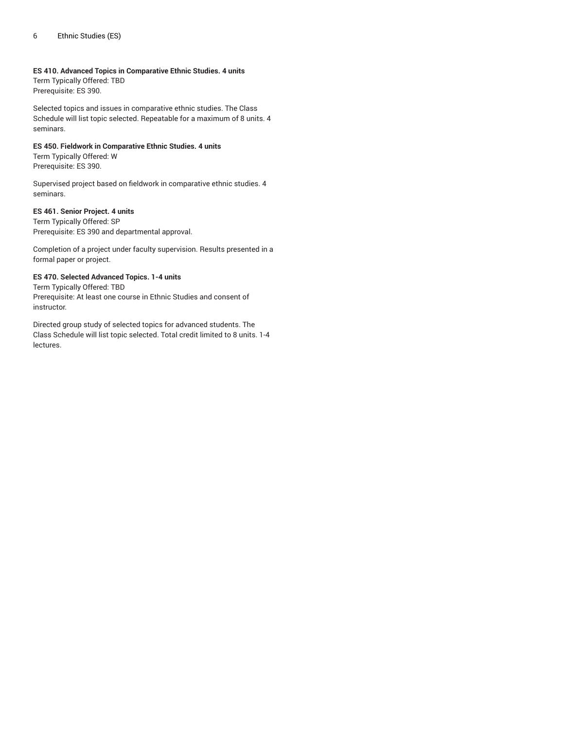**ES 410. Advanced Topics in Comparative Ethnic Studies. 4 units**
Term Typically Offered: TBD
Prerequisite: ES 390.

Selected topics and issues in comparative ethnic studies. The Class Schedule will list topic selected. Repeatable for a maximum of 8 units. 4 seminars.

**ES 450. Fieldwork in Comparative Ethnic Studies. 4 units**
Term Typically Offered: W
Prerequisite: ES 390.

Supervised project based on fieldwork in comparative ethnic studies. 4 seminars.

**ES 461. Senior Project. 4 units**
Term Typically Offered: SP
Prerequisite: ES 390 and departmental approval.

Completion of a project under faculty supervision. Results presented in a formal paper or project.

**ES 470. Selected Advanced Topics. 1-4 units**
Term Typically Offered: TBD
Prerequisite: At least one course in Ethnic Studies and consent of instructor.

Directed group study of selected topics for advanced students. The Class Schedule will list topic selected. Total credit limited to 8 units. 1-4 lectures.